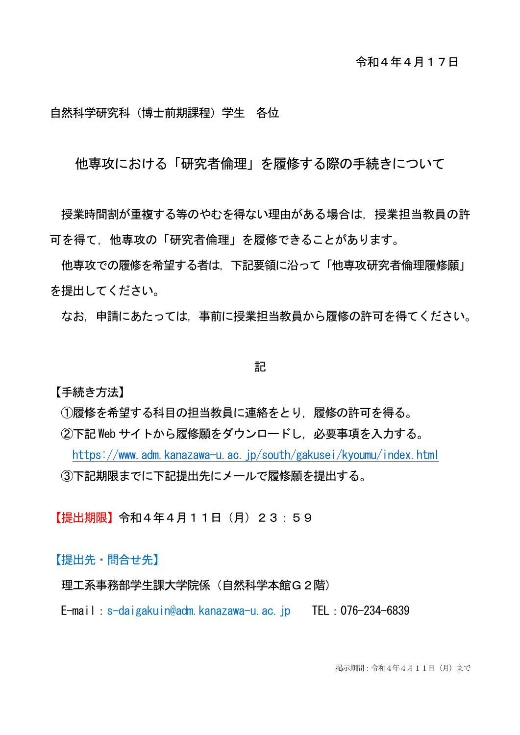令和４年４月１７日

自然科学研究科（博士前期課程）学生　各位

# 他専攻における「研究者倫理」を履修する際の手続きについて

授業時間割が重複する等のやむを得ない理由がある場合は，授業担当教員の許可を得て，他専攻の「研究者倫理」を履修できることがあります。

他専攻での履修を希望する者は，下記要領に沿って「他専攻研究者倫理履修願」を提出してください。

なお，申請にあたっては，事前に授業担当教員から履修の許可を得てください。

記

【手続き方法】

①履修を希望する科目の担当教員に連絡をとり，履修の許可を得る。

②下記Webサイトから履修願をダウンロードし，必要事項を入力する。

https://www.adm.kanazawa-u.ac.jp/south/gakusei/kyoumu/index.html

③下記期限までに下記提出先にメールで履修願を提出する。

【提出期限】令和４年４月１１日（月）２３：５９

【提出先・問合せ先】

理工系事務部学生課大学院係（自然科学本館Ｇ２階）

E-mail：s-daigakuin@adm.kanazawa-u.ac.jp　　TEL：076-234-6839

掲示期間：令和４年４月１１日（月）まで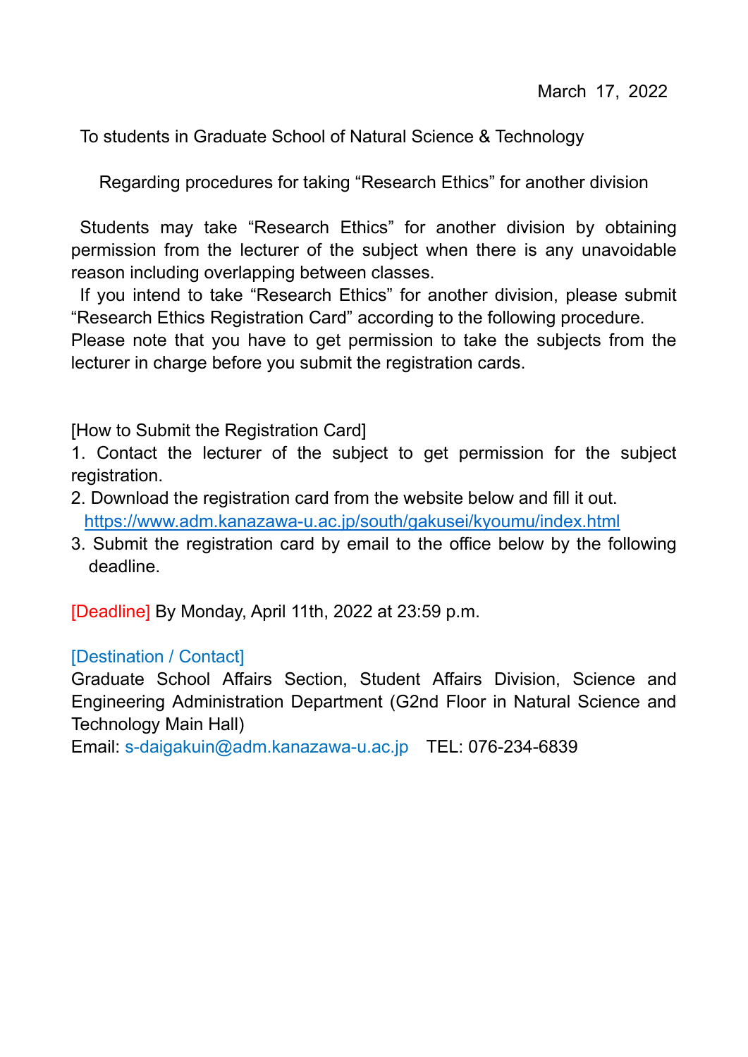March 17, 2022

To students in Graduate School of Natural Science & Technology

Regarding procedures for taking "Research Ethics" for another division

Students may take "Research Ethics" for another division by obtaining permission from the lecturer of the subject when there is any unavoidable reason including overlapping between classes.

If you intend to take "Research Ethics" for another division, please submit "Research Ethics Registration Card" according to the following procedure. Please note that you have to get permission to take the subjects from the lecturer in charge before you submit the registration cards.

[How to Submit the Registration Card]

1. Contact the lecturer of the subject to get permission for the subject registration.
2. Download the registration card from the website below and fill it out.
   https://www.adm.kanazawa-u.ac.jp/south/gakusei/kyoumu/index.html
3. Submit the registration card by email to the office below by the following deadline.

[Deadline] By Monday, April 11th, 2022 at 23:59 p.m.

[Destination / Contact]

Graduate School Affairs Section, Student Affairs Division, Science and Engineering Administration Department (G2nd Floor in Natural Science and Technology Main Hall)

Email: s-daigakuin@adm.kanazawa-u.ac.jp TEL: 076-234-6839